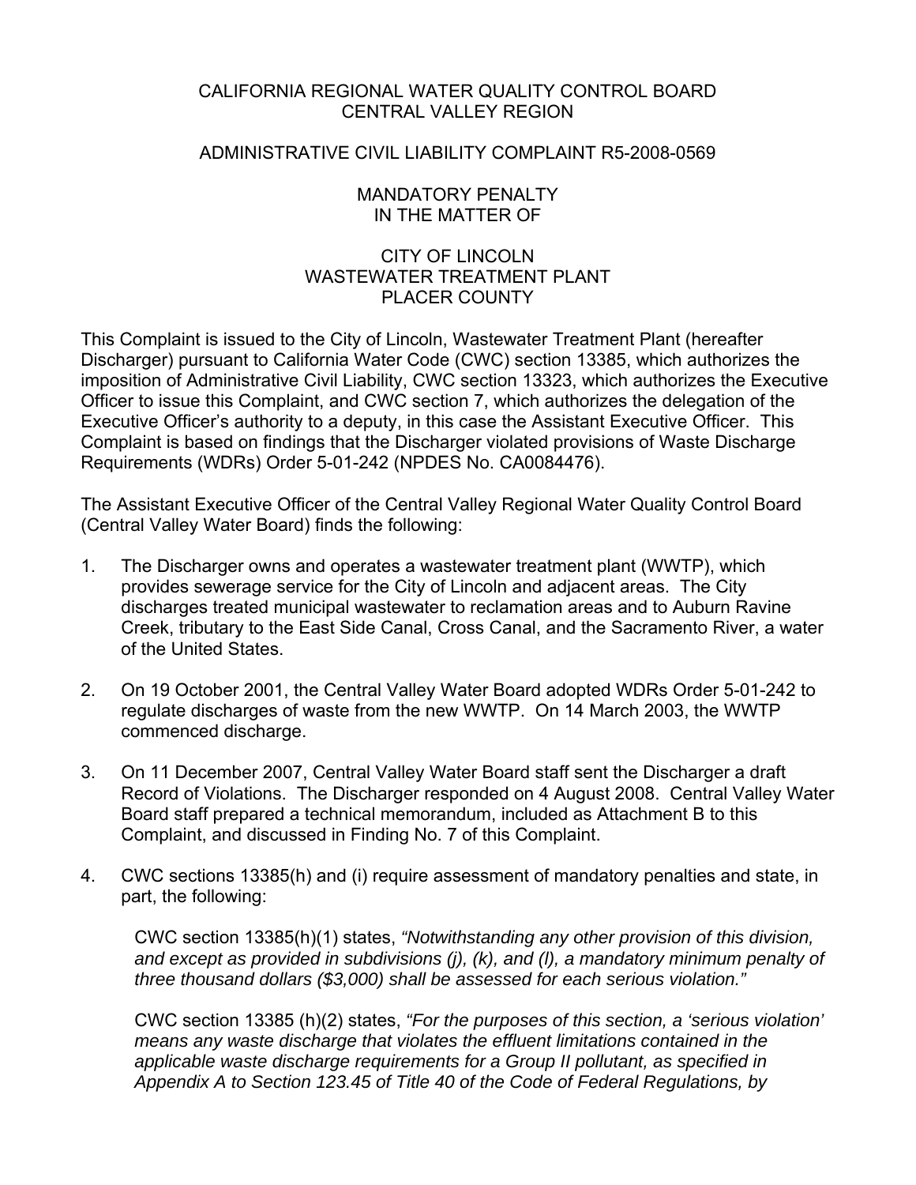CALIFORNIA REGIONAL WATER QUALITY CONTROL BOARD
CENTRAL VALLEY REGION

ADMINISTRATIVE CIVIL LIABILITY COMPLAINT R5-2008-0569

MANDATORY PENALTY
IN THE MATTER OF

CITY OF LINCOLN
WASTEWATER TREATMENT PLANT
PLACER COUNTY

This Complaint is issued to the City of Lincoln, Wastewater Treatment Plant (hereafter Discharger) pursuant to California Water Code (CWC) section 13385, which authorizes the imposition of Administrative Civil Liability, CWC section 13323, which authorizes the Executive Officer to issue this Complaint, and CWC section 7, which authorizes the delegation of the Executive Officer's authority to a deputy, in this case the Assistant Executive Officer. This Complaint is based on findings that the Discharger violated provisions of Waste Discharge Requirements (WDRs) Order 5-01-242 (NPDES No. CA0084476).

The Assistant Executive Officer of the Central Valley Regional Water Quality Control Board (Central Valley Water Board) finds the following:

1. The Discharger owns and operates a wastewater treatment plant (WWTP), which provides sewerage service for the City of Lincoln and adjacent areas. The City discharges treated municipal wastewater to reclamation areas and to Auburn Ravine Creek, tributary to the East Side Canal, Cross Canal, and the Sacramento River, a water of the United States.

2. On 19 October 2001, the Central Valley Water Board adopted WDRs Order 5-01-242 to regulate discharges of waste from the new WWTP. On 14 March 2003, the WWTP commenced discharge.

3. On 11 December 2007, Central Valley Water Board staff sent the Discharger a draft Record of Violations. The Discharger responded on 4 August 2008. Central Valley Water Board staff prepared a technical memorandum, included as Attachment B to this Complaint, and discussed in Finding No. 7 of this Complaint.

4. CWC sections 13385(h) and (i) require assessment of mandatory penalties and state, in part, the following:

   CWC section 13385(h)(1) states, *"Notwithstanding any other provision of this division, and except as provided in subdivisions (j), (k), and (l), a mandatory minimum penalty of three thousand dollars ($3,000) shall be assessed for each serious violation."*

   CWC section 13385 (h)(2) states, *"For the purposes of this section, a 'serious violation' means any waste discharge that violates the effluent limitations contained in the applicable waste discharge requirements for a Group II pollutant, as specified in Appendix A to Section 123.45 of Title 40 of the Code of Federal Regulations, by*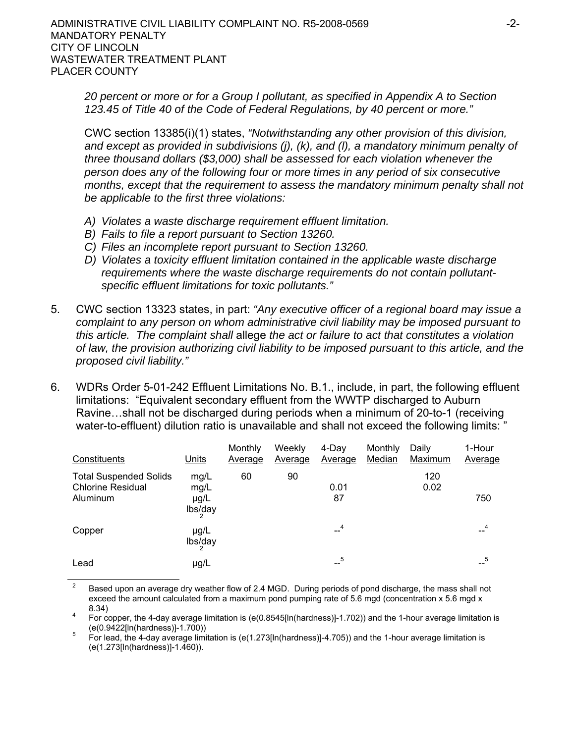*20 percent or more or for a Group I pollutant, as specified in Appendix A to Section 123.45 of Title 40 of the Code of Federal Regulations, by 40 percent or more."*

CWC section 13385(i)(1) states, *"Notwithstanding any other provision of this division, and except as provided in subdivisions (j), (k), and (l), a mandatory minimum penalty of three thousand dollars ($3,000) shall be assessed for each violation whenever the person does any of the following four or more times in any period of six consecutive months, except that the requirement to assess the mandatory minimum penalty shall not be applicable to the first three violations:*

*A) Violates a waste discharge requirement effluent limitation.*
*B) Fails to file a report pursuant to Section 13260.*
*C) Files an incomplete report pursuant to Section 13260.*
*D) Violates a toxicity effluent limitation contained in the applicable waste discharge requirements where the waste discharge requirements do not contain pollutant-specific effluent limitations for toxic pollutants."*

5. CWC section 13323 states, in part: *"Any executive officer of a regional board may issue a complaint to any person on whom administrative civil liability may be imposed pursuant to this article. The complaint shall* allege *the act or failure to act that constitutes a violation of law, the provision authorizing civil liability to be imposed pursuant to this article, and the proposed civil liability."*

6. WDRs Order 5-01-242 Effluent Limitations No. B.1., include, in part, the following effluent limitations: "Equivalent secondary effluent from the WWTP discharged to Auburn Ravine…shall not be discharged during periods when a minimum of 20-to-1 (receiving water-to-effluent) dilution ratio is unavailable and shall not exceed the following limits: "

| Constituents | Units | Monthly Average | Weekly Average | 4-Day Average | Monthly Median | Daily Maximum | 1-Hour Average |
|---|---|---|---|---|---|---|---|
| Total Suspended Solids | mg/L | 60 | 90 | | | 120 | |
| Chlorine Residual | mg/L | | | 0.01 | | 0.02 | |
| Aluminum | µg/L | | | 87 | | | 750 |
| | lbs/day[2] | | | | | | |
| Copper | µg/L | | | --[4] | | | --[4] |
| | lbs/day[2] | | | | | | |
| Lead | µg/L | | | --[5] | | | --[5] |

[2] Based upon an average dry weather flow of 2.4 MGD. During periods of pond discharge, the mass shall not exceed the amount calculated from a maximum pond pumping rate of 5.6 mgd (concentration x 5.6 mgd x 8.34)

[4] For copper, the 4-day average limitation is (e(0.8545[ln(hardness)]-1.702)) and the 1-hour average limitation is (e(0.9422[ln(hardness)]-1.700))

[5] For lead, the 4-day average limitation is (e(1.273[ln(hardness)]-4.705)) and the 1-hour average limitation is (e(1.273[ln(hardness)]-1.460)).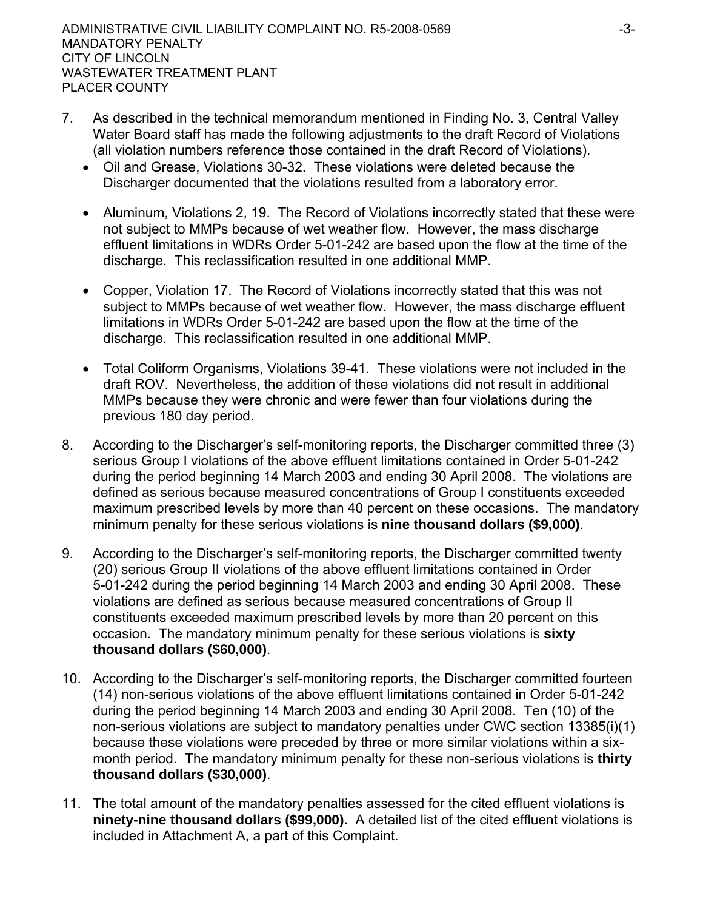7. As described in the technical memorandum mentioned in Finding No. 3, Central Valley Water Board staff has made the following adjustments to the draft Record of Violations (all violation numbers reference those contained in the draft Record of Violations).
   - Oil and Grease, Violations 30-32. These violations were deleted because the Discharger documented that the violations resulted from a laboratory error.
   - Aluminum, Violations 2, 19. The Record of Violations incorrectly stated that these were not subject to MMPs because of wet weather flow. However, the mass discharge effluent limitations in WDRs Order 5-01-242 are based upon the flow at the time of the discharge. This reclassification resulted in one additional MMP.
   - Copper, Violation 17. The Record of Violations incorrectly stated that this was not subject to MMPs because of wet weather flow. However, the mass discharge effluent limitations in WDRs Order 5-01-242 are based upon the flow at the time of the discharge. This reclassification resulted in one additional MMP.
   - Total Coliform Organisms, Violations 39-41. These violations were not included in the draft ROV. Nevertheless, the addition of these violations did not result in additional MMPs because they were chronic and were fewer than four violations during the previous 180 day period.

8. According to the Discharger's self-monitoring reports, the Discharger committed three (3) serious Group I violations of the above effluent limitations contained in Order 5-01-242 during the period beginning 14 March 2003 and ending 30 April 2008. The violations are defined as serious because measured concentrations of Group I constituents exceeded maximum prescribed levels by more than 40 percent on these occasions. The mandatory minimum penalty for these serious violations is **nine thousand dollars ($9,000)**.

9. According to the Discharger's self-monitoring reports, the Discharger committed twenty (20) serious Group II violations of the above effluent limitations contained in Order 5-01-242 during the period beginning 14 March 2003 and ending 30 April 2008. These violations are defined as serious because measured concentrations of Group II constituents exceeded maximum prescribed levels by more than 20 percent on this occasion. The mandatory minimum penalty for these serious violations is **sixty thousand dollars ($60,000)**.

10. According to the Discharger's self-monitoring reports, the Discharger committed fourteen (14) non-serious violations of the above effluent limitations contained in Order 5-01-242 during the period beginning 14 March 2003 and ending 30 April 2008. Ten (10) of the non-serious violations are subject to mandatory penalties under CWC section 13385(i)(1) because these violations were preceded by three or more similar violations within a six-month period. The mandatory minimum penalty for these non-serious violations is **thirty thousand dollars ($30,000)**.

11. The total amount of the mandatory penalties assessed for the cited effluent violations is **ninety-nine thousand dollars ($99,000).** A detailed list of the cited effluent violations is included in Attachment A, a part of this Complaint.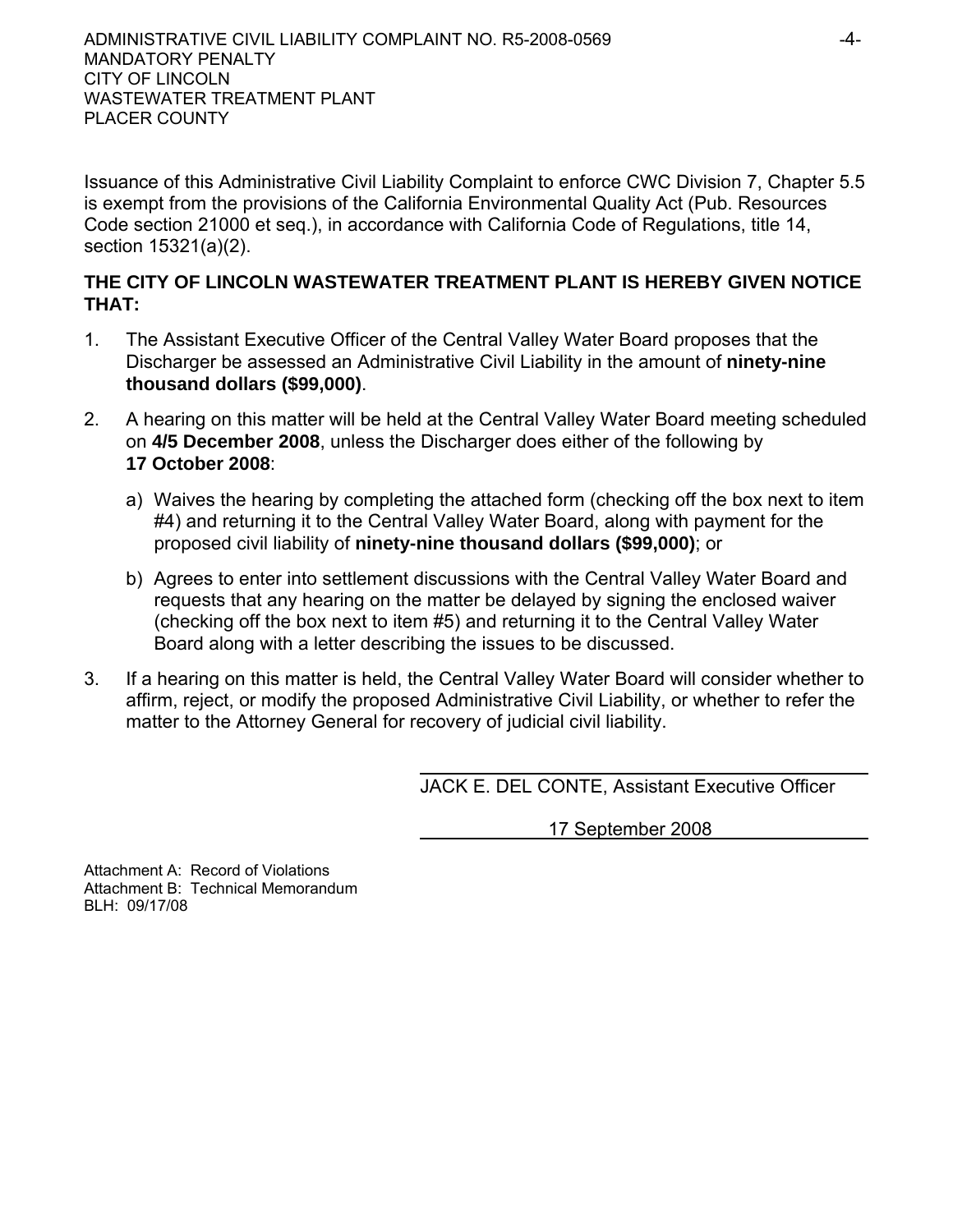Issuance of this Administrative Civil Liability Complaint to enforce CWC Division 7, Chapter 5.5 is exempt from the provisions of the California Environmental Quality Act (Pub. Resources Code section 21000 et seq.), in accordance with California Code of Regulations, title 14, section 15321(a)(2).

**THE CITY OF LINCOLN WASTEWATER TREATMENT PLANT IS HEREBY GIVEN NOTICE THAT:**

1. The Assistant Executive Officer of the Central Valley Water Board proposes that the Discharger be assessed an Administrative Civil Liability in the amount of **ninety-nine thousand dollars ($99,000)**.

2. A hearing on this matter will be held at the Central Valley Water Board meeting scheduled on **4/5 December 2008**, unless the Discharger does either of the following by **17 October 2008**:

   a) Waives the hearing by completing the attached form (checking off the box next to item #4) and returning it to the Central Valley Water Board, along with payment for the proposed civil liability of **ninety-nine thousand dollars ($99,000)**; or

   b) Agrees to enter into settlement discussions with the Central Valley Water Board and requests that any hearing on the matter be delayed by signing the enclosed waiver (checking off the box next to item #5) and returning it to the Central Valley Water Board along with a letter describing the issues to be discussed.

3. If a hearing on this matter is held, the Central Valley Water Board will consider whether to affirm, reject, or modify the proposed Administrative Civil Liability, or whether to refer the matter to the Attorney General for recovery of judicial civil liability.

JACK E. DEL CONTE, Assistant Executive Officer

17 September 2008

Attachment A: Record of Violations
Attachment B: Technical Memorandum
BLH: 09/17/08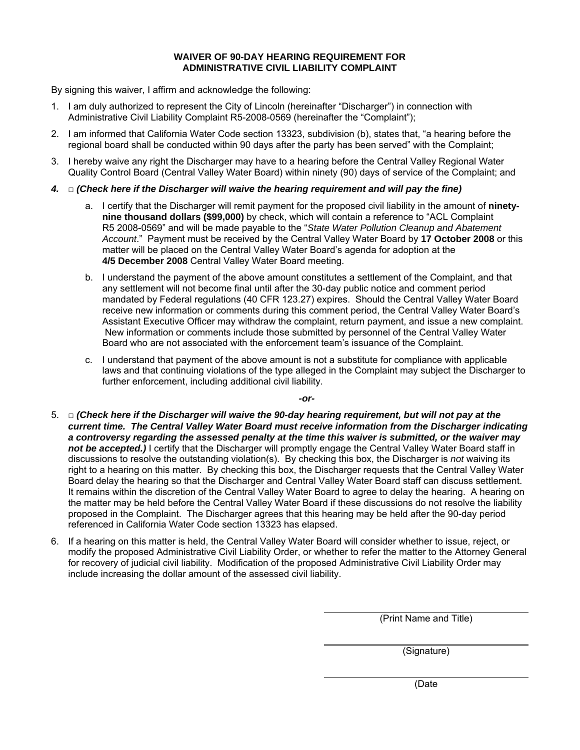**WAIVER OF 90-DAY HEARING REQUIREMENT FOR ADMINISTRATIVE CIVIL LIABILITY COMPLAINT**

By signing this waiver, I affirm and acknowledge the following:

1. I am duly authorized to represent the City of Lincoln (hereinafter "Discharger") in connection with Administrative Civil Liability Complaint R5-2008-0569 (hereinafter the "Complaint");

2. I am informed that California Water Code section 13323, subdivision (b), states that, "a hearing before the regional board shall be conducted within 90 days after the party has been served" with the Complaint;

3. I hereby waive any right the Discharger may have to a hearing before the Central Valley Regional Water Quality Control Board (Central Valley Water Board) within ninety (90) days of service of the Complaint; and

4. □ ***(Check here if the Discharger will waive the hearing requirement and will pay the fine)***

   a. I certify that the Discharger will remit payment for the proposed civil liability in the amount of **ninety-nine thousand dollars ($99,000)** by check, which will contain a reference to "ACL Complaint R5 2008-0569" and will be made payable to the "*State Water Pollution Cleanup and Abatement Account*." Payment must be received by the Central Valley Water Board by **17 October 2008** or this matter will be placed on the Central Valley Water Board's agenda for adoption at the **4/5 December 2008** Central Valley Water Board meeting.

   b. I understand the payment of the above amount constitutes a settlement of the Complaint, and that any settlement will not become final until after the 30-day public notice and comment period mandated by Federal regulations (40 CFR 123.27) expires. Should the Central Valley Water Board receive new information or comments during this comment period, the Central Valley Water Board's Assistant Executive Officer may withdraw the complaint, return payment, and issue a new complaint. New information or comments include those submitted by personnel of the Central Valley Water Board who are not associated with the enforcement team's issuance of the Complaint.

   c. I understand that payment of the above amount is not a substitute for compliance with applicable laws and that continuing violations of the type alleged in the Complaint may subject the Discharger to further enforcement, including additional civil liability.

***-or-***

5. □ ***(Check here if the Discharger will waive the 90-day hearing requirement, but will not pay at the current time. The Central Valley Water Board must receive information from the Discharger indicating a controversy regarding the assessed penalty at the time this waiver is submitted, or the waiver may not be accepted.)*** I certify that the Discharger will promptly engage the Central Valley Water Board staff in discussions to resolve the outstanding violation(s). By checking this box, the Discharger is *not* waiving its right to a hearing on this matter. By checking this box, the Discharger requests that the Central Valley Water Board delay the hearing so that the Discharger and Central Valley Water Board staff can discuss settlement. It remains within the discretion of the Central Valley Water Board to agree to delay the hearing. A hearing on the matter may be held before the Central Valley Water Board if these discussions do not resolve the liability proposed in the Complaint. The Discharger agrees that this hearing may be held after the 90-day period referenced in California Water Code section 13323 has elapsed.

6. If a hearing on this matter is held, the Central Valley Water Board will consider whether to issue, reject, or modify the proposed Administrative Civil Liability Order, or whether to refer the matter to the Attorney General for recovery of judicial civil liability. Modification of the proposed Administrative Civil Liability Order may include increasing the dollar amount of the assessed civil liability.

\_\_\_\_\_\_\_\_\_\_\_\_\_\_\_\_\_\_\_\_\_\_\_\_\_\_\_\_\_\_\_\_\_\_\_\_
(Print Name and Title)

\_\_\_\_\_\_\_\_\_\_\_\_\_\_\_\_\_\_\_\_\_\_\_\_\_\_\_\_\_\_\_\_\_\_\_\_
(Signature)

\_\_\_\_\_\_\_\_\_\_\_\_\_\_\_\_\_\_\_\_\_\_\_\_\_\_\_\_\_\_\_\_\_\_\_\_
(Date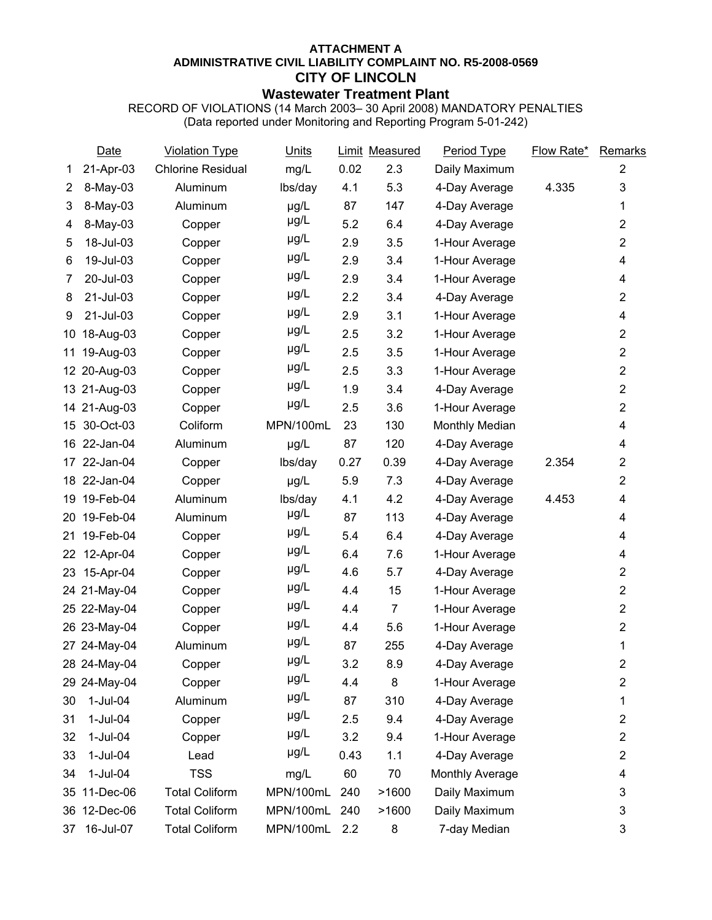**ATTACHMENT A**
**ADMINISTRATIVE CIVIL LIABILITY COMPLAINT NO. R5-2008-0569**

## CITY OF LINCOLN

### Wastewater Treatment Plant

RECORD OF VIOLATIONS (14 March 2003– 30 April 2008) MANDATORY PENALTIES
(Data reported under Monitoring and Reporting Program 5-01-242)

| | Date | Violation Type | Units | Limit | Measured | Period Type | Flow Rate* | Remarks |
|---|---|---|---|---|---|---|---|---|
| 1 | 21-Apr-03 | Chlorine Residual | mg/L | 0.02 | 2.3 | Daily Maximum | | 2 |
| 2 | 8-May-03 | Aluminum | lbs/day | 4.1 | 5.3 | 4-Day Average | 4.335 | 3 |
| 3 | 8-May-03 | Aluminum | µg/L | 87 | 147 | 4-Day Average | | 1 |
| 4 | 8-May-03 | Copper | µg/L | 5.2 | 6.4 | 4-Day Average | | 2 |
| 5 | 18-Jul-03 | Copper | µg/L | 2.9 | 3.5 | 1-Hour Average | | 2 |
| 6 | 19-Jul-03 | Copper | µg/L | 2.9 | 3.4 | 1-Hour Average | | 4 |
| 7 | 20-Jul-03 | Copper | µg/L | 2.9 | 3.4 | 1-Hour Average | | 4 |
| 8 | 21-Jul-03 | Copper | µg/L | 2.2 | 3.4 | 4-Day Average | | 2 |
| 9 | 21-Jul-03 | Copper | µg/L | 2.9 | 3.1 | 1-Hour Average | | 4 |
| 10 | 18-Aug-03 | Copper | µg/L | 2.5 | 3.2 | 1-Hour Average | | 2 |
| 11 | 19-Aug-03 | Copper | µg/L | 2.5 | 3.5 | 1-Hour Average | | 2 |
| 12 | 20-Aug-03 | Copper | µg/L | 2.5 | 3.3 | 1-Hour Average | | 2 |
| 13 | 21-Aug-03 | Copper | µg/L | 1.9 | 3.4 | 4-Day Average | | 2 |
| 14 | 21-Aug-03 | Copper | µg/L | 2.5 | 3.6 | 1-Hour Average | | 2 |
| 15 | 30-Oct-03 | Coliform | MPN/100mL | 23 | 130 | Monthly Median | | 4 |
| 16 | 22-Jan-04 | Aluminum | µg/L | 87 | 120 | 4-Day Average | | 4 |
| 17 | 22-Jan-04 | Copper | lbs/day | 0.27 | 0.39 | 4-Day Average | 2.354 | 2 |
| 18 | 22-Jan-04 | Copper | µg/L | 5.9 | 7.3 | 4-Day Average | | 2 |
| 19 | 19-Feb-04 | Aluminum | lbs/day | 4.1 | 4.2 | 4-Day Average | 4.453 | 4 |
| 20 | 19-Feb-04 | Aluminum | µg/L | 87 | 113 | 4-Day Average | | 4 |
| 21 | 19-Feb-04 | Copper | µg/L | 5.4 | 6.4 | 4-Day Average | | 4 |
| 22 | 12-Apr-04 | Copper | µg/L | 6.4 | 7.6 | 1-Hour Average | | 4 |
| 23 | 15-Apr-04 | Copper | µg/L | 4.6 | 5.7 | 4-Day Average | | 2 |
| 24 | 21-May-04 | Copper | µg/L | 4.4 | 15 | 1-Hour Average | | 2 |
| 25 | 22-May-04 | Copper | µg/L | 4.4 | 7 | 1-Hour Average | | 2 |
| 26 | 23-May-04 | Copper | µg/L | 4.4 | 5.6 | 1-Hour Average | | 2 |
| 27 | 24-May-04 | Aluminum | µg/L | 87 | 255 | 4-Day Average | | 1 |
| 28 | 24-May-04 | Copper | µg/L | 3.2 | 8.9 | 4-Day Average | | 2 |
| 29 | 24-May-04 | Copper | µg/L | 4.4 | 8 | 1-Hour Average | | 2 |
| 30 | 1-Jul-04 | Aluminum | µg/L | 87 | 310 | 4-Day Average | | 1 |
| 31 | 1-Jul-04 | Copper | µg/L | 2.5 | 9.4 | 4-Day Average | | 2 |
| 32 | 1-Jul-04 | Copper | µg/L | 3.2 | 9.4 | 1-Hour Average | | 2 |
| 33 | 1-Jul-04 | Lead | µg/L | 0.43 | 1.1 | 4-Day Average | | 2 |
| 34 | 1-Jul-04 | TSS | mg/L | 60 | 70 | Monthly Average | | 4 |
| 35 | 11-Dec-06 | Total Coliform | MPN/100mL | 240 | >1600 | Daily Maximum | | 3 |
| 36 | 12-Dec-06 | Total Coliform | MPN/100mL | 240 | >1600 | Daily Maximum | | 3 |
| 37 | 16-Jul-07 | Total Coliform | MPN/100mL | 2.2 | 8 | 7-day Median | | 3 |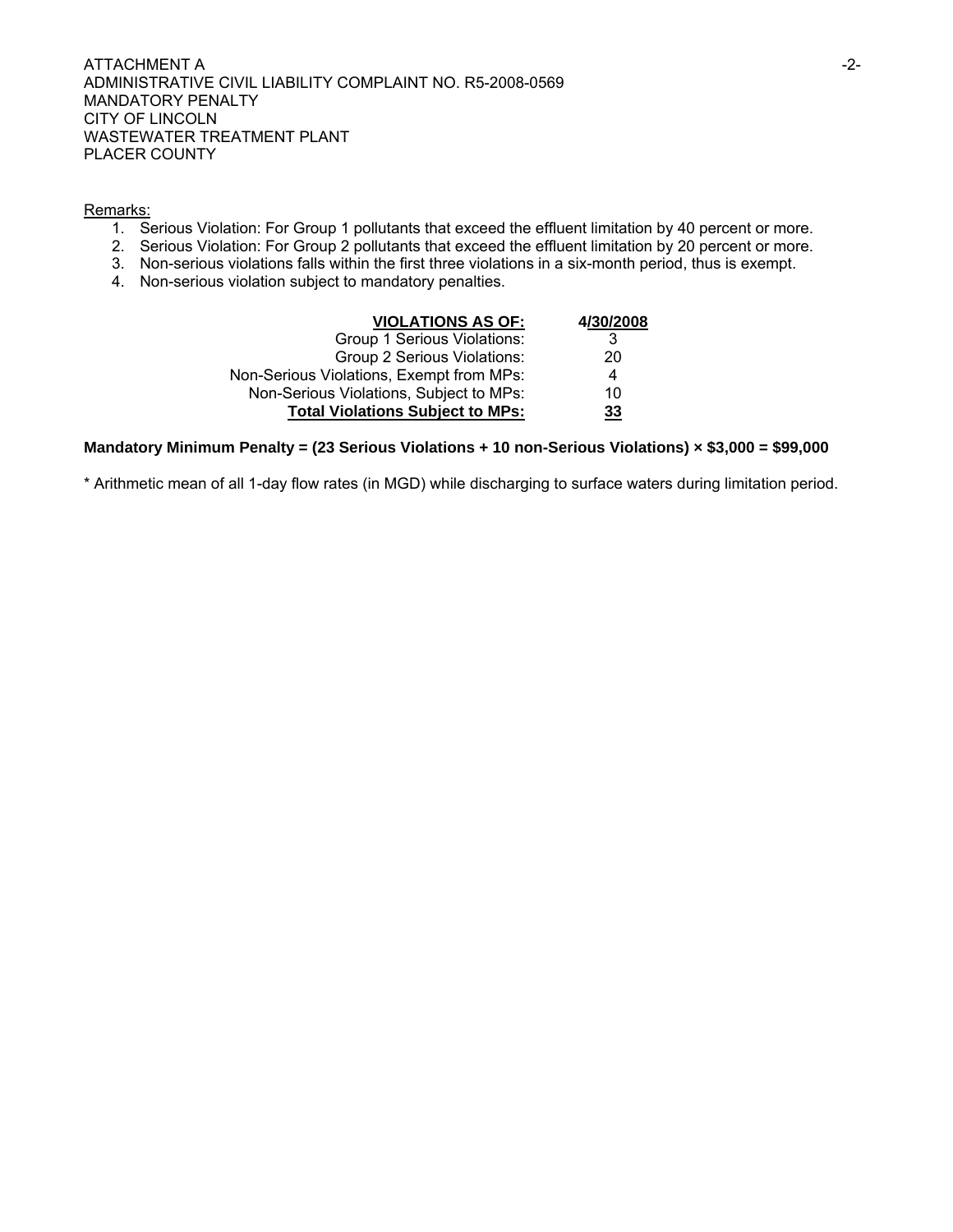Remarks:

1. Serious Violation: For Group 1 pollutants that exceed the effluent limitation by 40 percent or more.
2. Serious Violation: For Group 2 pollutants that exceed the effluent limitation by 20 percent or more.
3. Non-serious violations falls within the first three violations in a six-month period, thus is exempt.
4. Non-serious violation subject to mandatory penalties.

| **VIOLATIONS AS OF:** | **4/30/2008** |
|---|---|
| Group 1 Serious Violations: | 3 |
| Group 2 Serious Violations: | 20 |
| Non-Serious Violations, Exempt from MPs: | 4 |
| Non-Serious Violations, Subject to MPs: | 10 |
| **Total Violations Subject to MPs:** | **33** |

**Mandatory Minimum Penalty = (23 Serious Violations + 10 non-Serious Violations) × $3,000 = $99,000**

* Arithmetic mean of all 1-day flow rates (in MGD) while discharging to surface waters during limitation period.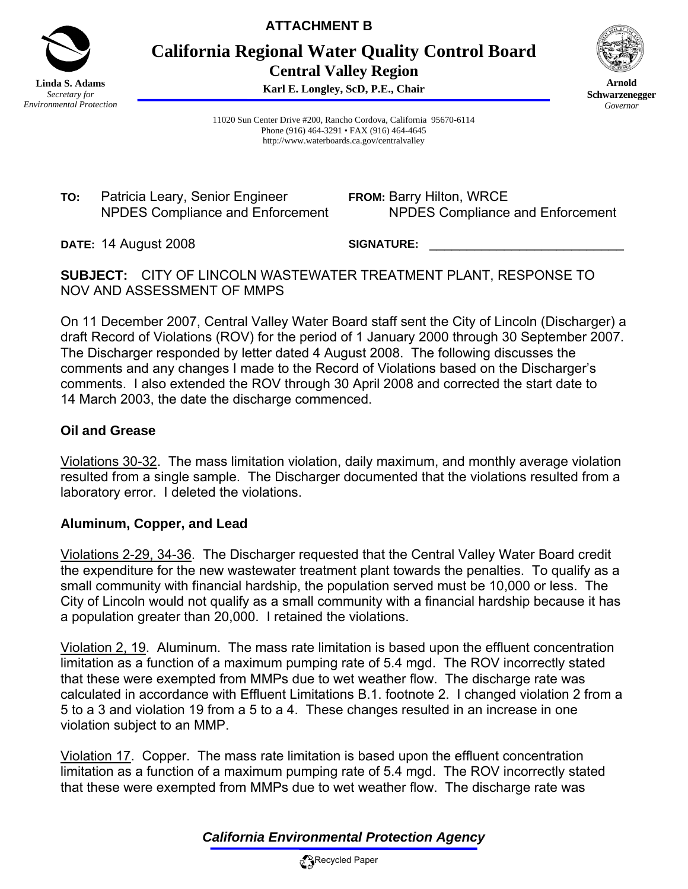**ATTACHMENT B**

# California Regional Water Quality Control Board

## Central Valley Region

**Karl E. Longley, ScD, P.E., Chair**

**Linda S. Adams**
*Secretary for Environmental Protection*

**Arnold Schwarzenegger**
*Governor*

11020 Sun Center Drive #200, Rancho Cordova, California 95670-6114
Phone (916) 464-3291 • FAX (916) 464-4645
http://www.waterboards.ca.gov/centralvalley

**TO:** Patricia Leary, Senior Engineer
NPDES Compliance and Enforcement

**FROM:** Barry Hilton, WRCE
NPDES Compliance and Enforcement

**DATE:** 14 August 2008

**SIGNATURE:** ____________________________

**SUBJECT:** CITY OF LINCOLN WASTEWATER TREATMENT PLANT, RESPONSE TO NOV AND ASSESSMENT OF MMPS

On 11 December 2007, Central Valley Water Board staff sent the City of Lincoln (Discharger) a draft Record of Violations (ROV) for the period of 1 January 2000 through 30 September 2007. The Discharger responded by letter dated 4 August 2008. The following discusses the comments and any changes I made to the Record of Violations based on the Discharger's comments. I also extended the ROV through 30 April 2008 and corrected the start date to 14 March 2003, the date the discharge commenced.

### Oil and Grease

Violations 30-32. The mass limitation violation, daily maximum, and monthly average violation resulted from a single sample. The Discharger documented that the violations resulted from a laboratory error. I deleted the violations.

### Aluminum, Copper, and Lead

Violations 2-29, 34-36. The Discharger requested that the Central Valley Water Board credit the expenditure for the new wastewater treatment plant towards the penalties. To qualify as a small community with financial hardship, the population served must be 10,000 or less. The City of Lincoln would not qualify as a small community with a financial hardship because it has a population greater than 20,000. I retained the violations.

Violation 2, 19. Aluminum. The mass rate limitation is based upon the effluent concentration limitation as a function of a maximum pumping rate of 5.4 mgd. The ROV incorrectly stated that these were exempted from MMPs due to wet weather flow. The discharge rate was calculated in accordance with Effluent Limitations B.1. footnote 2. I changed violation 2 from a 5 to a 3 and violation 19 from a 5 to a 4. These changes resulted in an increase in one violation subject to an MMP.

Violation 17. Copper. The mass rate limitation is based upon the effluent concentration limitation as a function of a maximum pumping rate of 5.4 mgd. The ROV incorrectly stated that these were exempted from MMPs due to wet weather flow. The discharge rate was

*California Environmental Protection Agency*

Recycled Paper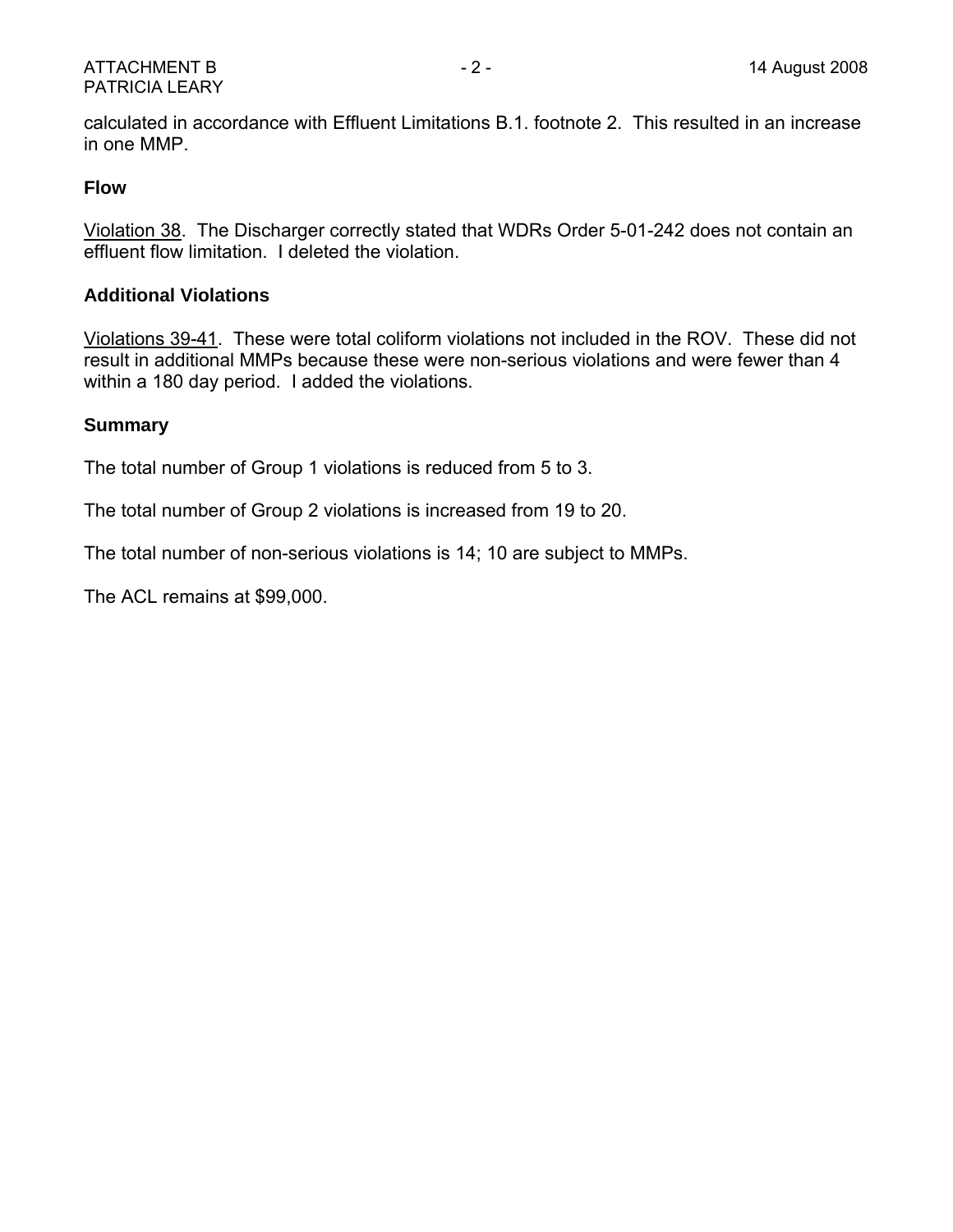calculated in accordance with Effluent Limitations B.1. footnote 2. This resulted in an increase in one MMP.

**Flow**

Violation 38. The Discharger correctly stated that WDRs Order 5-01-242 does not contain an effluent flow limitation. I deleted the violation.

**Additional Violations**

Violations 39-41. These were total coliform violations not included in the ROV. These did not result in additional MMPs because these were non-serious violations and were fewer than 4 within a 180 day period. I added the violations.

**Summary**

The total number of Group 1 violations is reduced from 5 to 3.

The total number of Group 2 violations is increased from 19 to 20.

The total number of non-serious violations is 14; 10 are subject to MMPs.

The ACL remains at $99,000.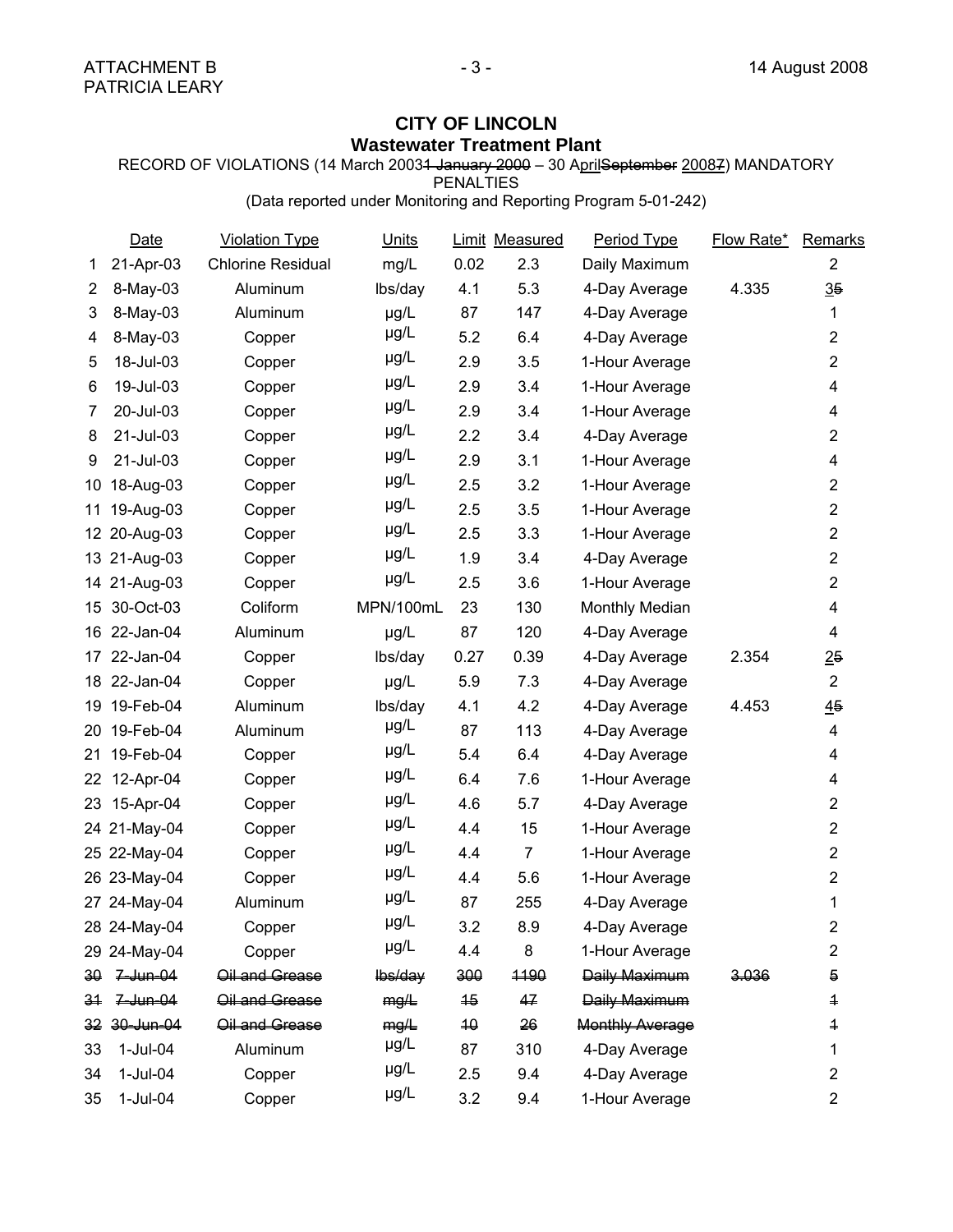ATTACHMENT B
PATRICIA LEARY

## CITY OF LINCOLN
## Wastewater Treatment Plant

RECORD OF VIOLATIONS (14 March 2003~~1 January 2000~~ – 30 April~~September~~ 2008~~7~~) MANDATORY PENALTIES

(Data reported under Monitoring and Reporting Program 5-01-242)

| | Date | Violation Type | Units | Limit | Measured | Period Type | Flow Rate* | Remarks |
|---|---|---|---|---|---|---|---|---|
| 1 | 21-Apr-03 | Chlorine Residual | mg/L | 0.02 | 2.3 | Daily Maximum | | 2 |
| 2 | 8-May-03 | Aluminum | lbs/day | 4.1 | 5.3 | 4-Day Average | 4.335 | 3~~5~~ |
| 3 | 8-May-03 | Aluminum | µg/L | 87 | 147 | 4-Day Average | | 1 |
| 4 | 8-May-03 | Copper | µg/L | 5.2 | 6.4 | 4-Day Average | | 2 |
| 5 | 18-Jul-03 | Copper | µg/L | 2.9 | 3.5 | 1-Hour Average | | 2 |
| 6 | 19-Jul-03 | Copper | µg/L | 2.9 | 3.4 | 1-Hour Average | | 4 |
| 7 | 20-Jul-03 | Copper | µg/L | 2.9 | 3.4 | 1-Hour Average | | 4 |
| 8 | 21-Jul-03 | Copper | µg/L | 2.2 | 3.4 | 4-Day Average | | 2 |
| 9 | 21-Jul-03 | Copper | µg/L | 2.9 | 3.1 | 1-Hour Average | | 4 |
| 10 | 18-Aug-03 | Copper | µg/L | 2.5 | 3.2 | 1-Hour Average | | 2 |
| 11 | 19-Aug-03 | Copper | µg/L | 2.5 | 3.5 | 1-Hour Average | | 2 |
| 12 | 20-Aug-03 | Copper | µg/L | 2.5 | 3.3 | 1-Hour Average | | 2 |
| 13 | 21-Aug-03 | Copper | µg/L | 1.9 | 3.4 | 4-Day Average | | 2 |
| 14 | 21-Aug-03 | Copper | µg/L | 2.5 | 3.6 | 1-Hour Average | | 2 |
| 15 | 30-Oct-03 | Coliform | MPN/100mL | 23 | 130 | Monthly Median | | 4 |
| 16 | 22-Jan-04 | Aluminum | µg/L | 87 | 120 | 4-Day Average | | 4 |
| 17 | 22-Jan-04 | Copper | lbs/day | 0.27 | 0.39 | 4-Day Average | 2.354 | 2~~5~~ |
| 18 | 22-Jan-04 | Copper | µg/L | 5.9 | 7.3 | 4-Day Average | | 2 |
| 19 | 19-Feb-04 | Aluminum | lbs/day | 4.1 | 4.2 | 4-Day Average | 4.453 | 4~~5~~ |
| 20 | 19-Feb-04 | Aluminum | µg/L | 87 | 113 | 4-Day Average | | 4 |
| 21 | 19-Feb-04 | Copper | µg/L | 5.4 | 6.4 | 4-Day Average | | 4 |
| 22 | 12-Apr-04 | Copper | µg/L | 6.4 | 7.6 | 1-Hour Average | | 4 |
| 23 | 15-Apr-04 | Copper | µg/L | 4.6 | 5.7 | 4-Day Average | | 2 |
| 24 | 21-May-04 | Copper | µg/L | 4.4 | 15 | 1-Hour Average | | 2 |
| 25 | 22-May-04 | Copper | µg/L | 4.4 | 7 | 1-Hour Average | | 2 |
| 26 | 23-May-04 | Copper | µg/L | 4.4 | 5.6 | 1-Hour Average | | 2 |
| 27 | 24-May-04 | Aluminum | µg/L | 87 | 255 | 4-Day Average | | 1 |
| 28 | 24-May-04 | Copper | µg/L | 3.2 | 8.9 | 4-Day Average | | 2 |
| 29 | 24-May-04 | Copper | µg/L | 4.4 | 8 | 1-Hour Average | | 2 |
| ~~30~~ | ~~7-Jun-04~~ | ~~Oil and Grease~~ | ~~lbs/day~~ | ~~300~~ | ~~1190~~ | ~~Daily Maximum~~ | ~~3.036~~ | ~~5~~ |
| ~~31~~ | ~~7-Jun-04~~ | ~~Oil and Grease~~ | ~~mg/L~~ | ~~15~~ | ~~47~~ | ~~Daily Maximum~~ | | ~~1~~ |
| ~~32~~ | ~~30-Jun-04~~ | ~~Oil and Grease~~ | ~~mg/L~~ | ~~10~~ | ~~26~~ | ~~Monthly Average~~ | | ~~1~~ |
| 33 | 1-Jul-04 | Aluminum | µg/L | 87 | 310 | 4-Day Average | | 1 |
| 34 | 1-Jul-04 | Copper | µg/L | 2.5 | 9.4 | 4-Day Average | | 2 |
| 35 | 1-Jul-04 | Copper | µg/L | 3.2 | 9.4 | 1-Hour Average | | 2 |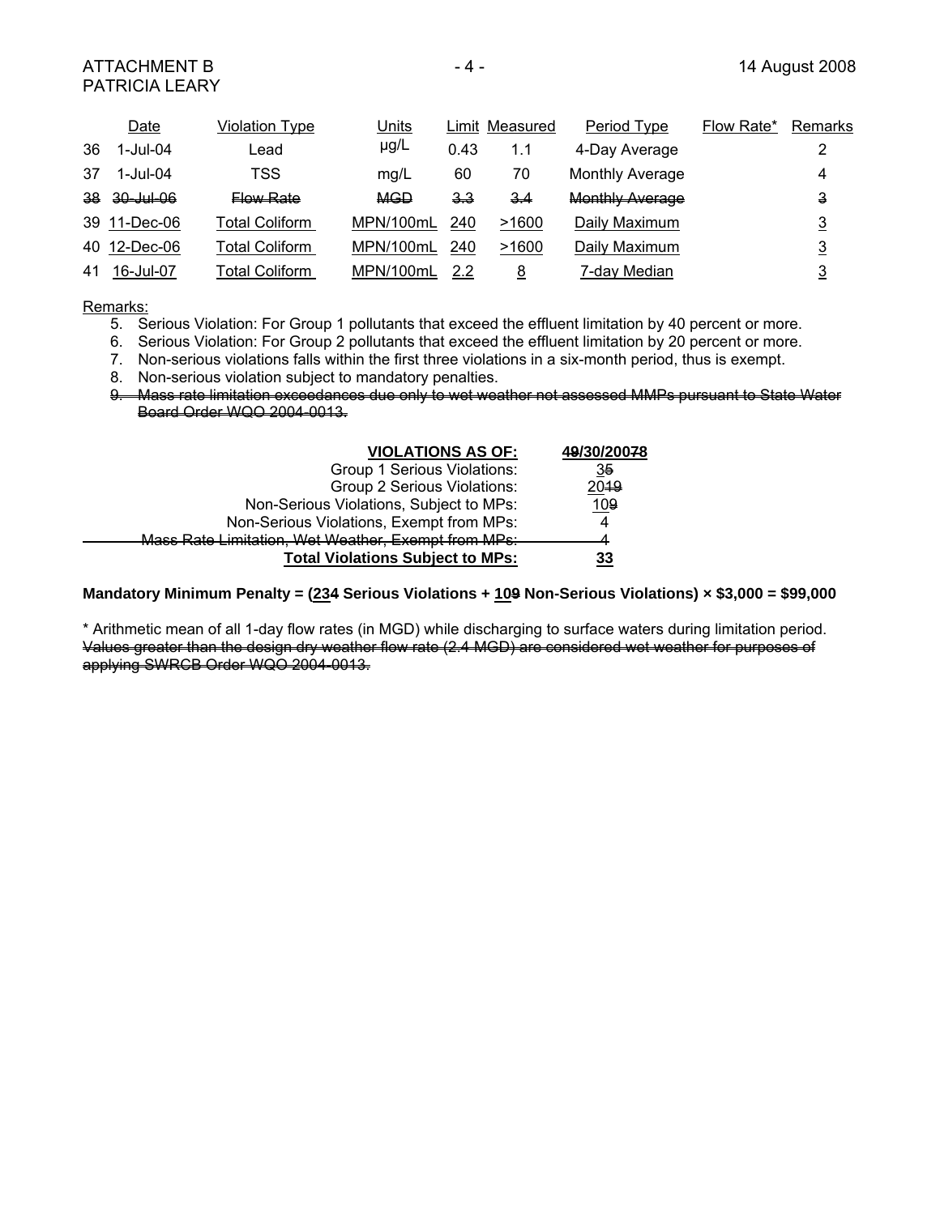| | Date | Violation Type | Units | Limit | Measured | Period Type | Flow Rate* | Remarks |
|---|---|---|---|---|---|---|---|---|
| 36 | 1-Jul-04 | Lead | µg/L | 0.43 | 1.1 | 4-Day Average | | 2 |
| 37 | 1-Jul-04 | TSS | mg/L | 60 | 70 | Monthly Average | | 4 |
| ~~38~~ | ~~30-Jul-06~~ | ~~Flow Rate~~ | ~~MGD~~ | ~~3.3~~ | ~~3.4~~ | ~~Monthly Average~~ | | ~~3~~ |
| 39 | 11-Dec-06 | Total Coliform | MPN/100mL | 240 | >1600 | Daily Maximum | | 3 |
| 40 | 12-Dec-06 | Total Coliform | MPN/100mL | 240 | >1600 | Daily Maximum | | 3 |
| 41 | 16-Jul-07 | Total Coliform | MPN/100mL | 2.2 | 8 | 7-day Median | | 3 |

Remarks:

5. Serious Violation: For Group 1 pollutants that exceed the effluent limitation by 40 percent or more.
6. Serious Violation: For Group 2 pollutants that exceed the effluent limitation by 20 percent or more.
7. Non-serious violations falls within the first three violations in a six-month period, thus is exempt.
8. Non-serious violation subject to mandatory penalties.
9. ~~Mass rate limitation exceedances due only to wet weather not assessed MMPs pursuant to State Water Board Order WQO 2004-0013.~~

| **VIOLATIONS AS OF:** | **4~~9~~/30/200~~7~~8** |
|---|---|
| Group 1 Serious Violations: | 3~~5~~ |
| Group 2 Serious Violations: | 20~~19~~ |
| Non-Serious Violations, Subject to MPs: | 10~~9~~ |
| Non-Serious Violations, Exempt from MPs: | 4 |
| ~~Mass Rate Limitation, Wet Weather, Exempt from MPs:~~ | ~~4~~ |
| **Total Violations Subject to MPs:** | **33** |

**Mandatory Minimum Penalty = (23~~4~~ Serious Violations + 10~~9~~ Non-Serious Violations) × $3,000 = $99,000**

* Arithmetic mean of all 1-day flow rates (in MGD) while discharging to surface waters during limitation period. ~~Values greater than the design dry weather flow rate (2.4 MGD) are considered wet weather for purposes of applying SWRCB Order WQO 2004-0013.~~